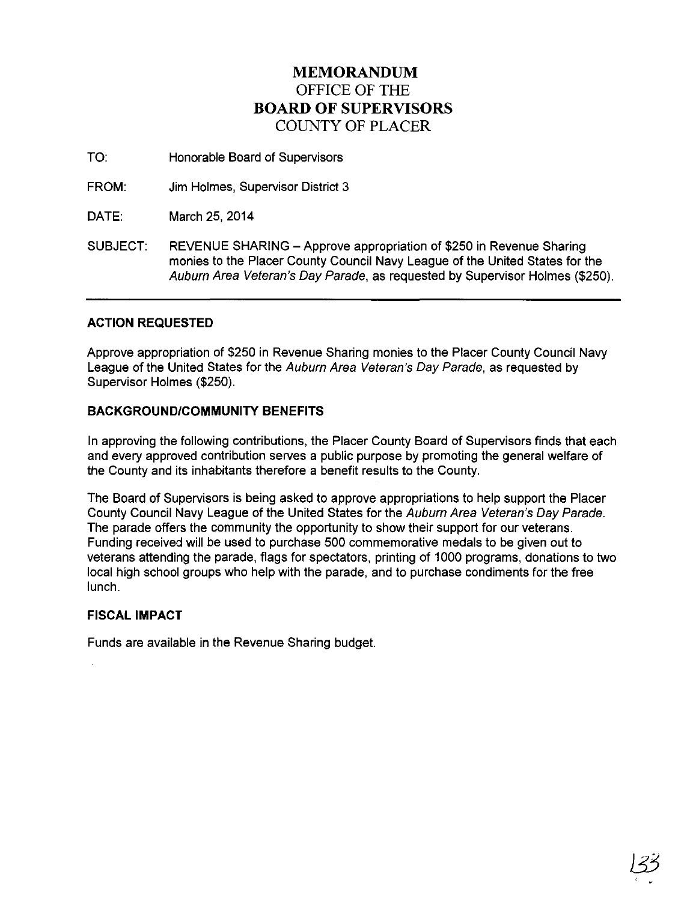# MEMORANDUM
## OFFICE OF THE
# BOARD OF SUPERVISORS
## COUNTY OF PLACER

TO: Honorable Board of Supervisors

FROM: Jim Holmes, Supervisor District 3

DATE: March 25, 2014

SUBJECT: REVENUE SHARING – Approve appropriation of $250 in Revenue Sharing monies to the Placer County Council Navy League of the United States for the *Auburn Area Veteran's Day Parade*, as requested by Supervisor Holmes ($250).

---

### ACTION REQUESTED

Approve appropriation of $250 in Revenue Sharing monies to the Placer County Council Navy League of the United States for the *Auburn Area Veteran's Day Parade*, as requested by Supervisor Holmes ($250).

### BACKGROUND/COMMUNITY BENEFITS

In approving the following contributions, the Placer County Board of Supervisors finds that each and every approved contribution serves a public purpose by promoting the general welfare of the County and its inhabitants therefore a benefit results to the County.

The Board of Supervisors is being asked to approve appropriations to help support the Placer County Council Navy League of the United States for the *Auburn Area Veteran's Day Parade*. The parade offers the community the opportunity to show their support for our veterans. Funding received will be used to purchase 500 commemorative medals to be given out to veterans attending the parade, flags for spectators, printing of 1000 programs, donations to two local high school groups who help with the parade, and to purchase condiments for the free lunch.

### FISCAL IMPACT

Funds are available in the Revenue Sharing budget.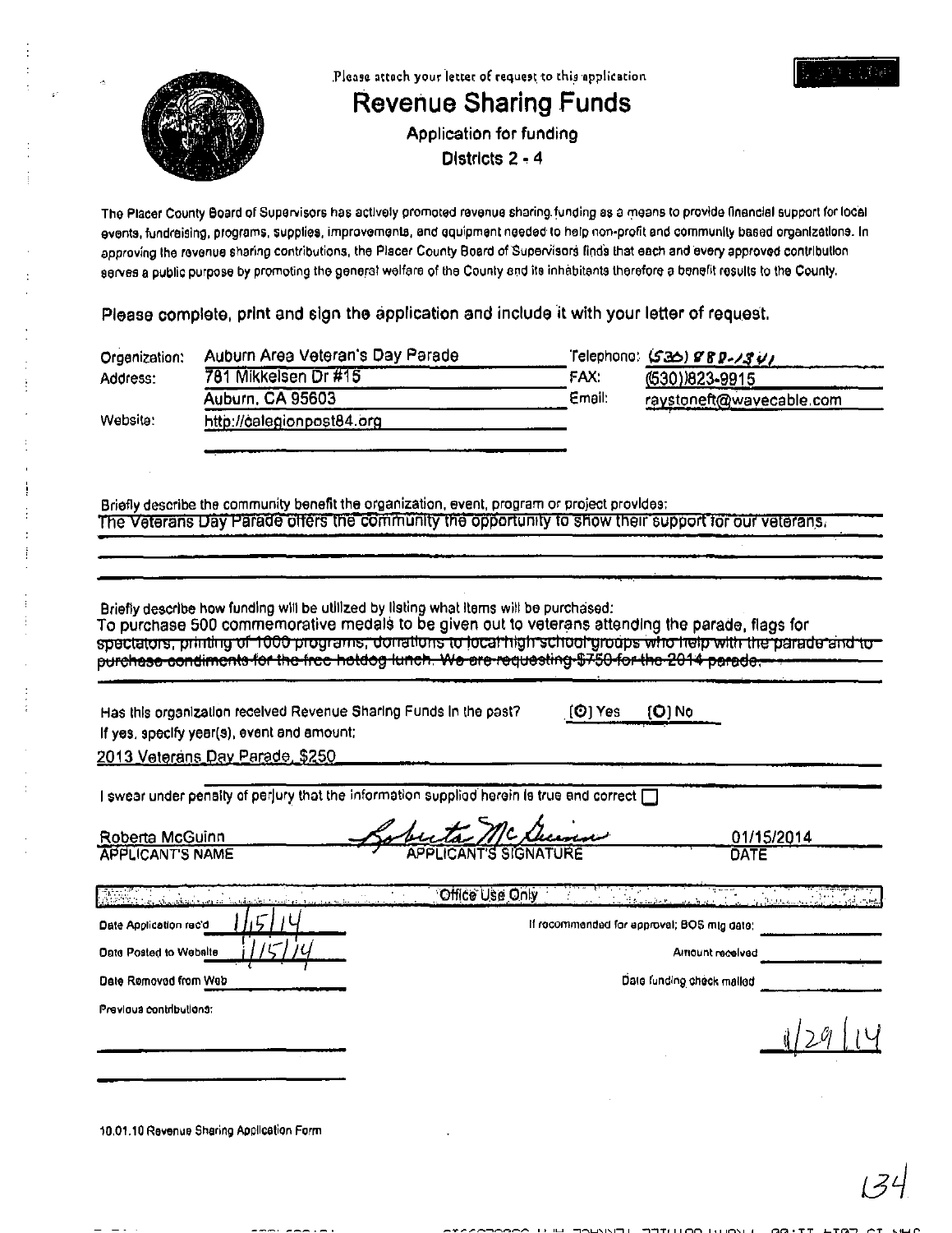Please attach your letter of request to this application

# Revenue Sharing Funds

**Application for funding**

**Districts 2 - 4**

The Placer County Board of Supervisors has actively promoted revenue sharing funding as a means to provide financial support for local events, fundraising, programs, supplies, improvements, and equipment needed to help non-profit and community based organizations. In approving the revenue sharing contributions, the Placer County Board of Supervisors finds that each and every approved contribution serves a public purpose by promoting the general welfare of the County and its inhabitants therefore a benefit results to the County.

**Please complete, print and sign the application and include it with your letter of request.**

Organization: Auburn Area Veteran's Day Parade
Address: 781 Mikkelsen Dr #15, Auburn, CA 95603
Website: http://calegionpost84.org
Telephone: (530) 880-1341
FAX: (530)823-9915
Email: raystoneft@wavecable.com

Briefly describe the community benefit the organization, event, program or project provides:

The Veterans Day Parade offers the community the opportunity to show their support for our veterans.

Briefly describe how funding will be utilized by listing what items will be purchased:

To purchase 500 commemorative medals to be given out to veterans attending the parade, flags for spectators, printing of 1000 programs, donations to local high school groups who help with the parade and to purchase condiments for the free hotdog lunch. We are requesting $750 for the 2014 parade.

Has this organization received Revenue Sharing Funds in the past? (●) Yes ( ) No

If yes, specify year(s), event and amount:

2013 Veterans Day Parade, $250

I swear under penalty of perjury that the information supplied herein is true and correct ☐

| APPLICANT'S NAME | APPLICANT'S SIGNATURE | DATE |
| --- | --- | --- |
| Roberta McGuinn | Roberta McGuinn | 01/15/2014 |

**Office Use Only**

Date Application rec'd: 1/15/14
Date Posted to Website: 1/15/14
Date Removed from Web:
Previous contributions:

If recommended for approval; BOS mtg date:
Amount received:
Date funding check mailed: 1/29/14

10.01.10 Revenue Sharing Application Form